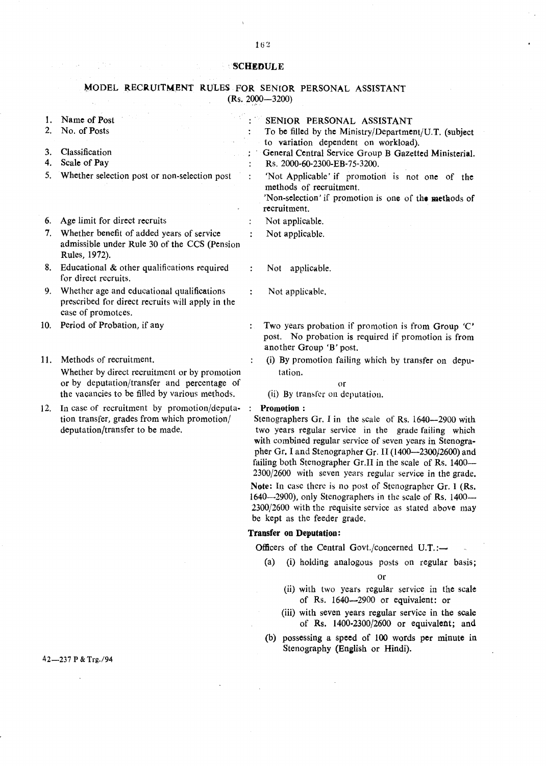# SCHEDULE

## MODEL RECRUITMENT RULES FOR SENIOR PERSONAL ASSISTANT
(Rs. 2000—3200)

| | | |
|---|---|---|
| 1. | Name of Post | : SENIOR PERSONAL ASSISTANT |
| 2. | No. of Posts | : To be filled by the Ministry/Department/U.T. (subject to variation dependent on workload). |
| 3. | Classification | : General Central Service Group B Gazetted Ministerial. |
| 4. | Scale of Pay | : Rs. 2000-60-2300-EB-75-3200. |
| 5. | Whether selection post or non-selection post | : 'Not Applicable' if promotion is not one of the methods of recruitment. 'Non-selection' if promotion is one of the methods of recruitment. |
| 6. | Age limit for direct recruits | : Not applicable. |
| 7. | Whether benefit of added years of service admissible under Rule 30 of the CCS (Pension Rules, 1972). | : Not applicable. |
| 8. | Educational & other qualifications required for direct recruits. | : Not applicable. |
| 9. | Whether age and educational qualifications prescribed for direct recruits will apply in the case of promotees. | : Not applicable. |
| 10. | Period of Probation, if any | : Two years probation if promotion is from Group 'C' post. No probation is required if promotion is from another Group 'B' post. |
| 11. | Methods of recruitment. Whether by direct recruitment or by promotion or by deputation/transfer and percentage of the vacancies to be filled by various methods. | : (i) By promotion failing which by transfer on deputation. or (ii) By transfer on deputation. |
| 12. | In case of recruitment by promotion/deputation transfer, grades from which promotion/deputation/transfer to be made. | : **Promotion :** Stenographers Gr. I in the scale of Rs. 1640—2900 with two years regular service in the grade failing which with combined regular service of seven years in Stenographer Gr. I and Stenographer Gr. II (1400—2300/2600) and failing both Stenographer Gr.II in the scale of Rs. 1400—2300/2600 with seven years regular service in the grade. **Note:** In case there is no post of Stenographer Gr. I (Rs. 1640—2900), only Stenographers in the scale of Rs. 1400—2300/2600 with the requisite service as stated above may be kept as the feeder grade. **Transfer on Deputation:** Officers of the Central Govt./concerned U.T.:— (a) (i) holding analogous posts on regular basis; or (ii) with two years regular service in the scale of Rs. 1640—2900 or equivalent: or (iii) with seven years regular service in the scale of Rs. 1400-2300/2600 or equivalent; and (b) possessing a speed of 100 words per minute in Stenography (English or Hindi). |

42—237 P & Trg./94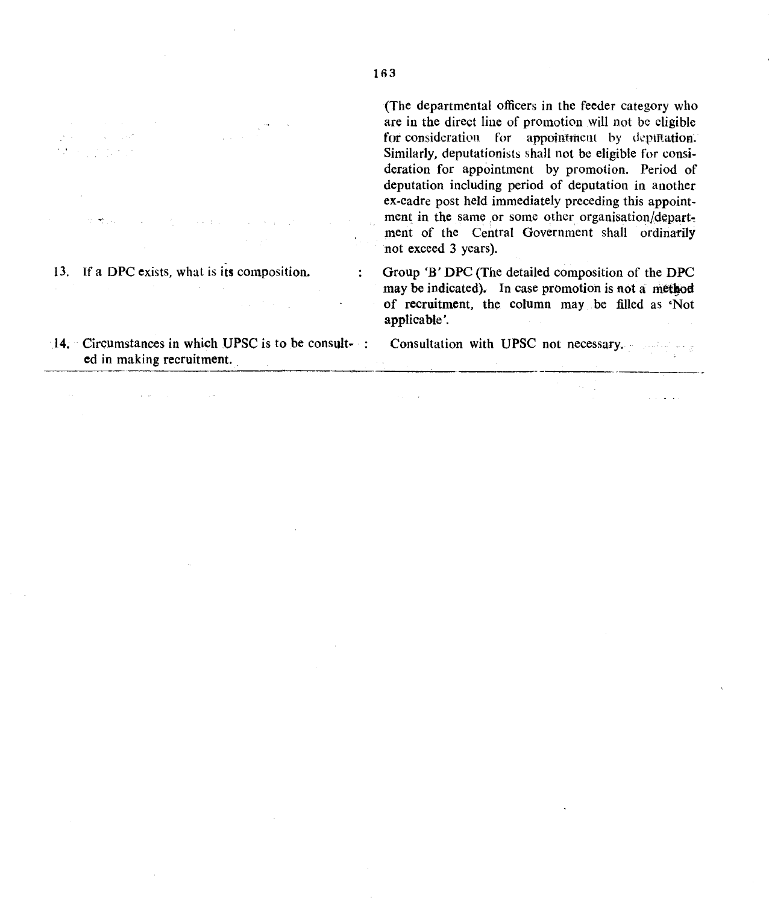| | | |
|---|---|---|
| | | (The departmental officers in the feeder category who are in the direct line of promotion will not be eligible for consideration for appointment by deputation. Similarly, deputationists shall not be eligible for consideration for appointment by promotion. Period of deputation including period of deputation in another ex-cadre post held immediately preceding this appointment in the same or some other organisation/department of the Central Government shall ordinarily not exceed 3 years). |
| 13. If a DPC exists, what is its composition. | : | Group 'B' DPC (The detailed composition of the DPC may be indicated). In case promotion is not a method of recruitment, the column may be filled as 'Not applicable'. |
| 14. Circumstances in which UPSC is to be consulted in making recruitment. | : | Consultation with UPSC not necessary. |